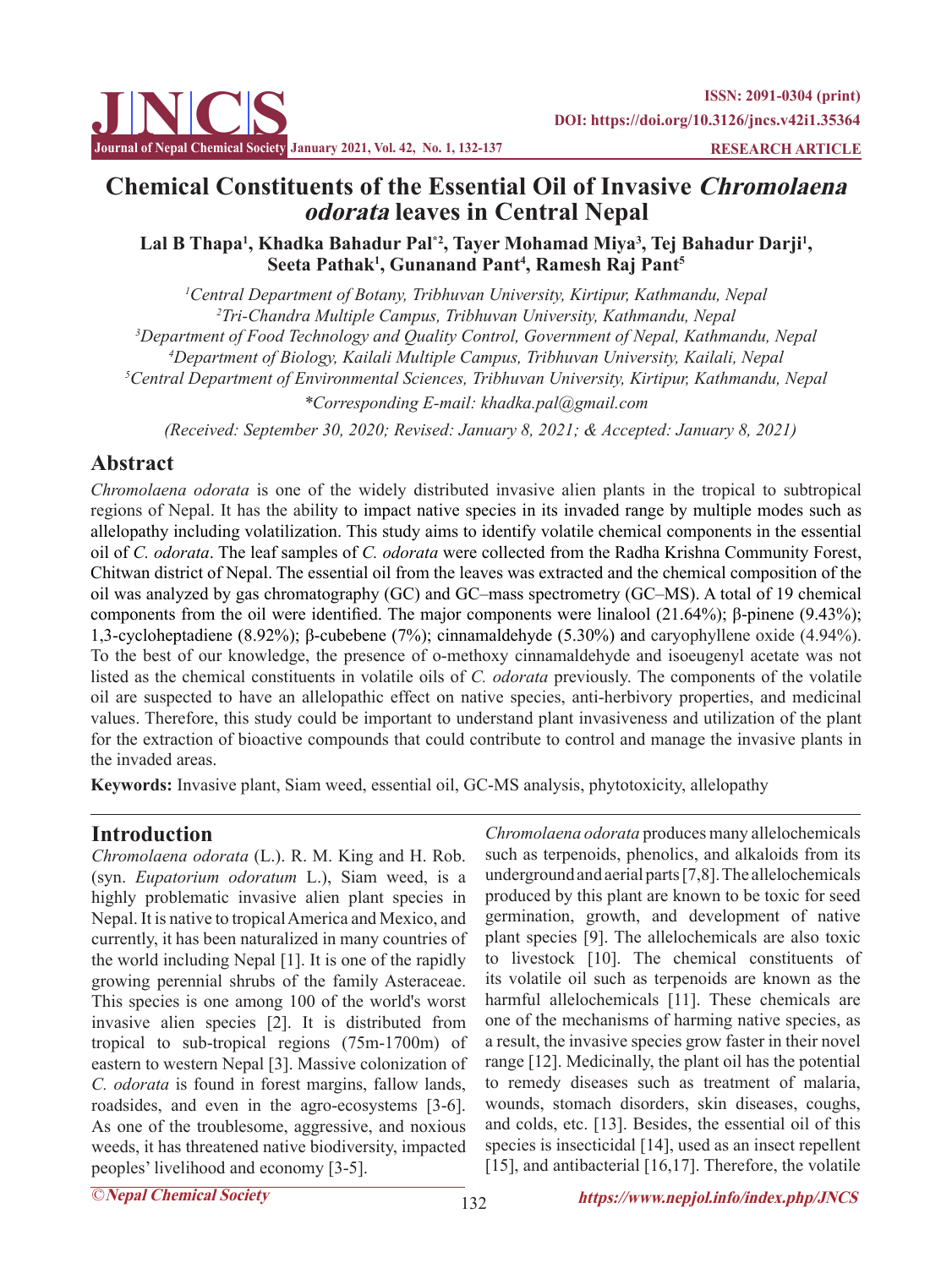# Chemical Constituents of the Essential Oil of Invasive *Chromolaena odorata* leaves in Central Nepal

**Lal B Thapa[1], Khadka Bahadur Pal[*2], Tayer Mohamad Miya[3], Tej Bahadur Darji[1], Seeta Pathak[1], Gunanand Pant[4], Ramesh Raj Pant[5]**

[1]*Central Department of Botany, Tribhuvan University, Kirtipur, Kathmandu, Nepal*
[2]*Tri-Chandra Multiple Campus, Tribhuvan University, Kathmandu, Nepal*
[3]*Department of Food Technology and Quality Control, Government of Nepal, Kathmandu, Nepal*
[4]*Department of Biology, Kailali Multiple Campus, Tribhuvan University, Kailali, Nepal*
[5]*Central Department of Environmental Sciences, Tribhuvan University, Kirtipur, Kathmandu, Nepal*

*\*Corresponding E-mail: khadka.pal@gmail.com*

*(Received: September 30, 2020; Revised: January 8, 2021; & Accepted: January 8, 2021)*

## Abstract

*Chromolaena odorata* is one of the widely distributed invasive alien plants in the tropical to subtropical regions of Nepal. It has the ability to impact native species in its invaded range by multiple modes such as allelopathy including volatilization. This study aims to identify volatile chemical components in the essential oil of *C. odorata*. The leaf samples of *C. odorata* were collected from the Radha Krishna Community Forest, Chitwan district of Nepal. The essential oil from the leaves was extracted and the chemical composition of the oil was analyzed by gas chromatography (GC) and GC–mass spectrometry (GC–MS). A total of 19 chemical components from the oil were identified. The major components were linalool (21.64%); β-pinene (9.43%); 1,3-cycloheptadiene (8.92%); β-cubebene (7%); cinnamaldehyde (5.30%) and caryophyllene oxide (4.94%). To the best of our knowledge, the presence of o-methoxy cinnamaldehyde and isoeugenyl acetate was not listed as the chemical constituents in volatile oils of *C. odorata* previously. The components of the volatile oil are suspected to have an allelopathic effect on native species, anti-herbivory properties, and medicinal values. Therefore, this study could be important to understand plant invasiveness and utilization of the plant for the extraction of bioactive compounds that could contribute to control and manage the invasive plants in the invaded areas.

**Keywords:** Invasive plant, Siam weed, essential oil, GC-MS analysis, phytotoxicity, allelopathy

## Introduction

*Chromolaena odorata* (L.). R. M. King and H. Rob. (syn. *Eupatorium odoratum* L.), Siam weed, is a highly problematic invasive alien plant species in Nepal. It is native to tropical America and Mexico, and currently, it has been naturalized in many countries of the world including Nepal [1]. It is one of the rapidly growing perennial shrubs of the family Asteraceae. This species is one among 100 of the world's worst invasive alien species [2]. It is distributed from tropical to sub-tropical regions (75m-1700m) of eastern to western Nepal [3]. Massive colonization of *C. odorata* is found in forest margins, fallow lands, roadsides, and even in the agro-ecosystems [3-6]. As one of the troublesome, aggressive, and noxious weeds, it has threatened native biodiversity, impacted peoples' livelihood and economy [3-5].

*Chromolaena odorata* produces many allelochemicals such as terpenoids, phenolics, and alkaloids from its underground and aerial parts [7,8]. The allelochemicals produced by this plant are known to be toxic for seed germination, growth, and development of native plant species [9]. The allelochemicals are also toxic to livestock [10]. The chemical constituents of its volatile oil such as terpenoids are known as the harmful allelochemicals [11]. These chemicals are one of the mechanisms of harming native species, as a result, the invasive species grow faster in their novel range [12]. Medicinally, the plant oil has the potential to remedy diseases such as treatment of malaria, wounds, stomach disorders, skin diseases, coughs, and colds, etc. [13]. Besides, the essential oil of this species is insecticidal [14], used as an insect repellent [15], and antibacterial [16,17]. Therefore, the volatile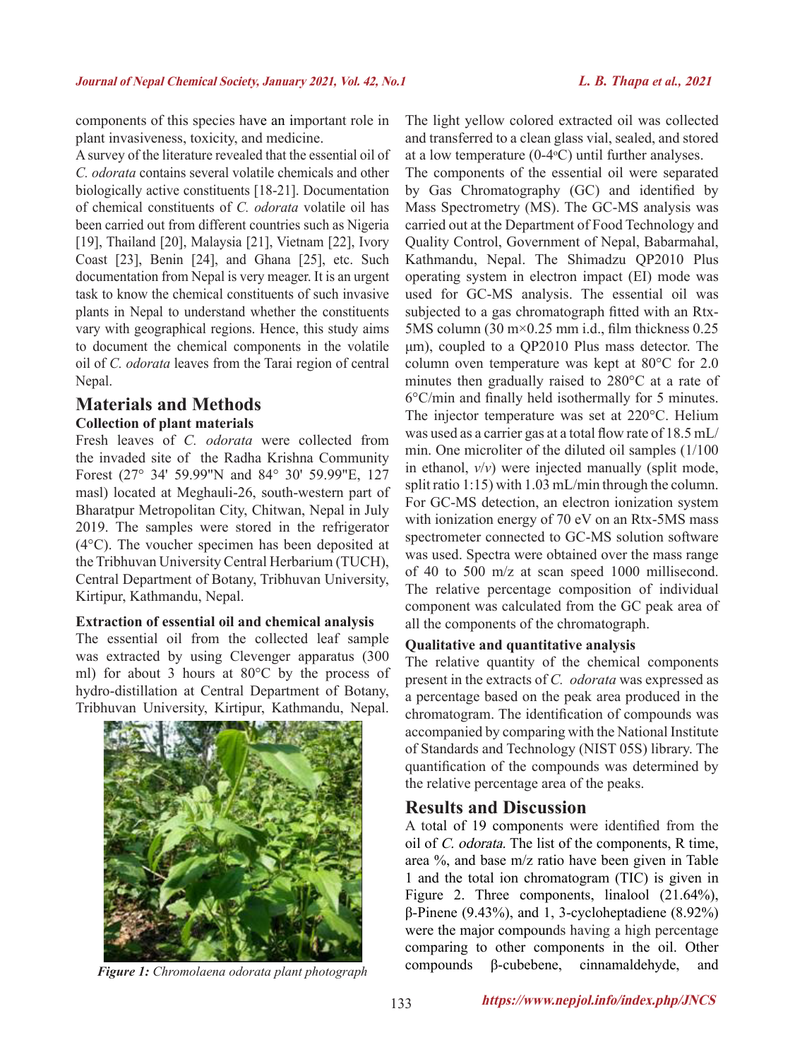components of this species have an important role in plant invasiveness, toxicity, and medicine.

A survey of the literature revealed that the essential oil of *C. odorata* contains several volatile chemicals and other biologically active constituents [18-21]. Documentation of chemical constituents of *C. odorata* volatile oil has been carried out from different countries such as Nigeria [19], Thailand [20], Malaysia [21], Vietnam [22], Ivory Coast [23], Benin [24], and Ghana [25], etc. Such documentation from Nepal is very meager. It is an urgent task to know the chemical constituents of such invasive plants in Nepal to understand whether the constituents vary with geographical regions. Hence, this study aims to document the chemical components in the volatile oil of *C. odorata* leaves from the Tarai region of central Nepal.

## Materials and Methods

### Collection of plant materials

Fresh leaves of *C. odorata* were collected from the invaded site of the Radha Krishna Community Forest (27° 34' 59.99"N and 84° 30' 59.99"E, 127 masl) located at Meghauli-26, south-western part of Bharatpur Metropolitan City, Chitwan, Nepal in July 2019. The samples were stored in the refrigerator (4°C). The voucher specimen has been deposited at the Tribhuvan University Central Herbarium (TUCH), Central Department of Botany, Tribhuvan University, Kirtipur, Kathmandu, Nepal.

### Extraction of essential oil and chemical analysis

The essential oil from the collected leaf sample was extracted by using Clevenger apparatus (300 ml) for about 3 hours at 80°C by the process of hydro-distillation at Central Department of Botany, Tribhuvan University, Kirtipur, Kathmandu, Nepal.

*Figure 1: Chromolaena odorata plant photograph*

The light yellow colored extracted oil was collected and transferred to a clean glass vial, sealed, and stored at a low temperature (0-4°C) until further analyses.

The components of the essential oil were separated by Gas Chromatography (GC) and identified by Mass Spectrometry (MS). The GC-MS analysis was carried out at the Department of Food Technology and Quality Control, Government of Nepal, Babarmahal, Kathmandu, Nepal. The Shimadzu QP2010 Plus operating system in electron impact (EI) mode was used for GC-MS analysis. The essential oil was subjected to a gas chromatograph fitted with an Rtx-5MS column (30 m×0.25 mm i.d., film thickness 0.25 μm), coupled to a QP2010 Plus mass detector. The column oven temperature was kept at 80°C for 2.0 minutes then gradually raised to 280°C at a rate of 6°C/min and finally held isothermally for 5 minutes. The injector temperature was set at 220°C. Helium was used as a carrier gas at a total flow rate of 18.5 mL/min. One microliter of the diluted oil samples (1/100 in ethanol, *v/v*) were injected manually (split mode, split ratio 1:15) with 1.03 mL/min through the column. For GC-MS detection, an electron ionization system with ionization energy of 70 eV on an Rtx-5MS mass spectrometer connected to GC-MS solution software was used. Spectra were obtained over the mass range of 40 to 500 m/z at scan speed 1000 millisecond. The relative percentage composition of individual component was calculated from the GC peak area of all the components of the chromatograph.

### Qualitative and quantitative analysis

The relative quantity of the chemical components present in the extracts of *C. odorata* was expressed as a percentage based on the peak area produced in the chromatogram. The identification of compounds was accompanied by comparing with the National Institute of Standards and Technology (NIST 05S) library. The quantification of the compounds was determined by the relative percentage area of the peaks.

## Results and Discussion

A total of 19 components were identified from the oil of *C. odorata*. The list of the components, R time, area %, and base m/z ratio have been given in Table 1 and the total ion chromatogram (TIC) is given in Figure 2. Three components, linalool (21.64%), β-Pinene (9.43%), and 1, 3-cycloheptadiene (8.92%) were the major compounds having a high percentage comparing to other components in the oil. Other compounds β-cubebene, cinnamaldehyde, and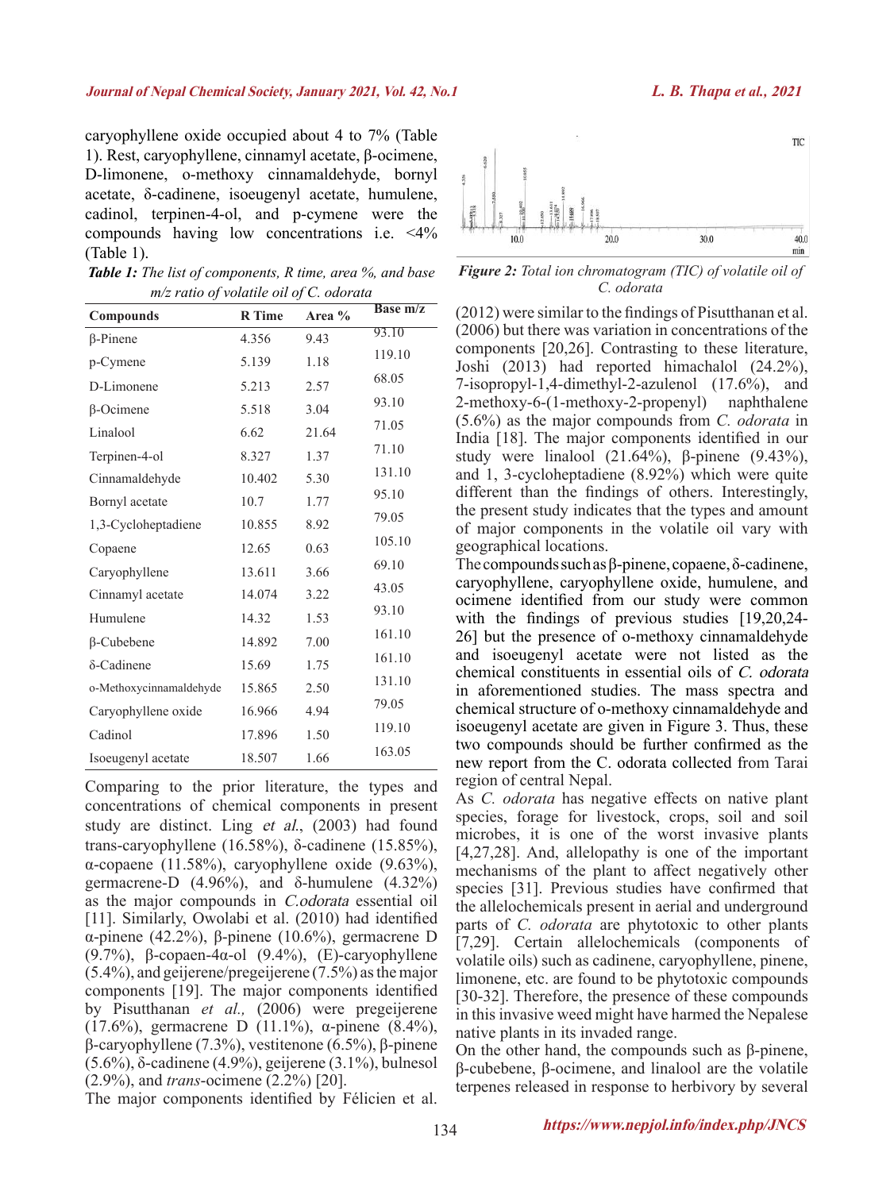caryophyllene oxide occupied about 4 to 7% (Table 1). Rest, caryophyllene, cinnamyl acetate, β-ocimene, D-limonene, o-methoxy cinnamaldehyde, bornyl acetate, δ-cadinene, isoeugenyl acetate, humulene, cadinol, terpinen-4-ol, and p-cymene were the compounds having low concentrations i.e. <4% (Table 1).

***Table 1:** The list of components, R time, area %, and base m/z ratio of volatile oil of C. odorata*

| Compounds | R Time | Area % | Base m/z |
|---|---|---|---|
| β-Pinene | 4.356 | 9.43 | 93.10 |
| p-Cymene | 5.139 | 1.18 | 119.10 |
| D-Limonene | 5.213 | 2.57 | 68.05 |
| β-Ocimene | 5.518 | 3.04 | 93.10 |
| Linalool | 6.62 | 21.64 | 71.05 |
| Terpinen-4-ol | 8.327 | 1.37 | 71.10 |
| Cinnamaldehyde | 10.402 | 5.30 | 131.10 |
| Bornyl acetate | 10.7 | 1.77 | 95.10 |
| 1,3-Cycloheptadiene | 10.855 | 8.92 | 79.05 |
| Copaene | 12.65 | 0.63 | 105.10 |
| Caryophyllene | 13.611 | 3.66 | 69.10 |
| Cinnamyl acetate | 14.074 | 3.22 | 43.05 |
| Humulene | 14.32 | 1.53 | 93.10 |
| β-Cubebene | 14.892 | 7.00 | 161.10 |
| δ-Cadinene | 15.69 | 1.75 | 161.10 |
| o-Methoxycinnamaldehyde | 15.865 | 2.50 | 131.10 |
| Caryophyllene oxide | 16.966 | 4.94 | 79.05 |
| Cadinol | 17.896 | 1.50 | 119.10 |
| Isoeugenyl acetate | 18.507 | 1.66 | 163.05 |

Comparing to the prior literature, the types and concentrations of chemical components in present study are distinct. Ling *et al.*, (2003) had found trans-caryophyllene (16.58%), δ-cadinene (15.85%), α-copaene (11.58%), caryophyllene oxide (9.63%), germacrene-D (4.96%), and δ-humulene (4.32%) as the major compounds in *C.odorata* essential oil [11]. Similarly, Owolabi et al. (2010) had identified α-pinene (42.2%), β-pinene (10.6%), germacrene D (9.7%), β-copaen-4α-ol (9.4%), (E)-caryophyllene (5.4%), and geijerene/pregeijerene (7.5%) as the major components [19]. The major components identified by Pisutthanan *et al.,* (2006) were pregeijerene (17.6%), germacrene D (11.1%), α-pinene (8.4%), β-caryophyllene (7.3%), vestitenone (6.5%), β-pinene (5.6%), δ-cadinene (4.9%), geijerene (3.1%), bulnesol (2.9%), and *trans*-ocimene (2.2%) [20].

The major components identified by Félicien et al. (2012) were similar to the findings of Pisutthanan et al. (2006) but there was variation in concentrations of the components [20,26]. Contrasting to these literature, Joshi (2013) had reported himachalol (24.2%), 7-isopropyl-1,4-dimethyl-2-azulenol (17.6%), and 2-methoxy-6-(1-methoxy-2-propenyl) naphthalene (5.6%) as the major compounds from *C. odorata* in India [18]. The major components identified in our study were linalool (21.64%), β-pinene (9.43%), and 1, 3-cycloheptadiene (8.92%) which were quite different than the findings of others. Interestingly, the present study indicates that the types and amount of major components in the volatile oil vary with geographical locations.

*Figure 2: Total ion chromatogram (TIC) of volatile oil of C. odorata*

The compounds such as β-pinene, copaene, δ-cadinene, caryophyllene, caryophyllene oxide, humulene, and ocimene identified from our study were common with the findings of previous studies [19,20,24-26] but the presence of o-methoxy cinnamaldehyde and isoeugenyl acetate were not listed as the chemical constituents in essential oils of *C. odorata* in aforementioned studies. The mass spectra and chemical structure of o-methoxy cinnamaldehyde and isoeugenyl acetate are given in Figure 3. Thus, these two compounds should be further confirmed as the new report from the C. odorata collected from Tarai region of central Nepal.

As *C. odorata* has negative effects on native plant species, forage for livestock, crops, soil and soil microbes, it is one of the worst invasive plants [4,27,28]. And, allelopathy is one of the important mechanisms of the plant to affect negatively other species [31]. Previous studies have confirmed that the allelochemicals present in aerial and underground parts of *C. odorata* are phytotoxic to other plants [7,29]. Certain allelochemicals (components of volatile oils) such as cadinene, caryophyllene, pinene, limonene, etc. are found to be phytotoxic compounds [30-32]. Therefore, the presence of these compounds in this invasive weed might have harmed the Nepalese native plants in its invaded range.

On the other hand, the compounds such as β-pinene, β-cubebene, β-ocimene, and linalool are the volatile terpenes released in response to herbivory by several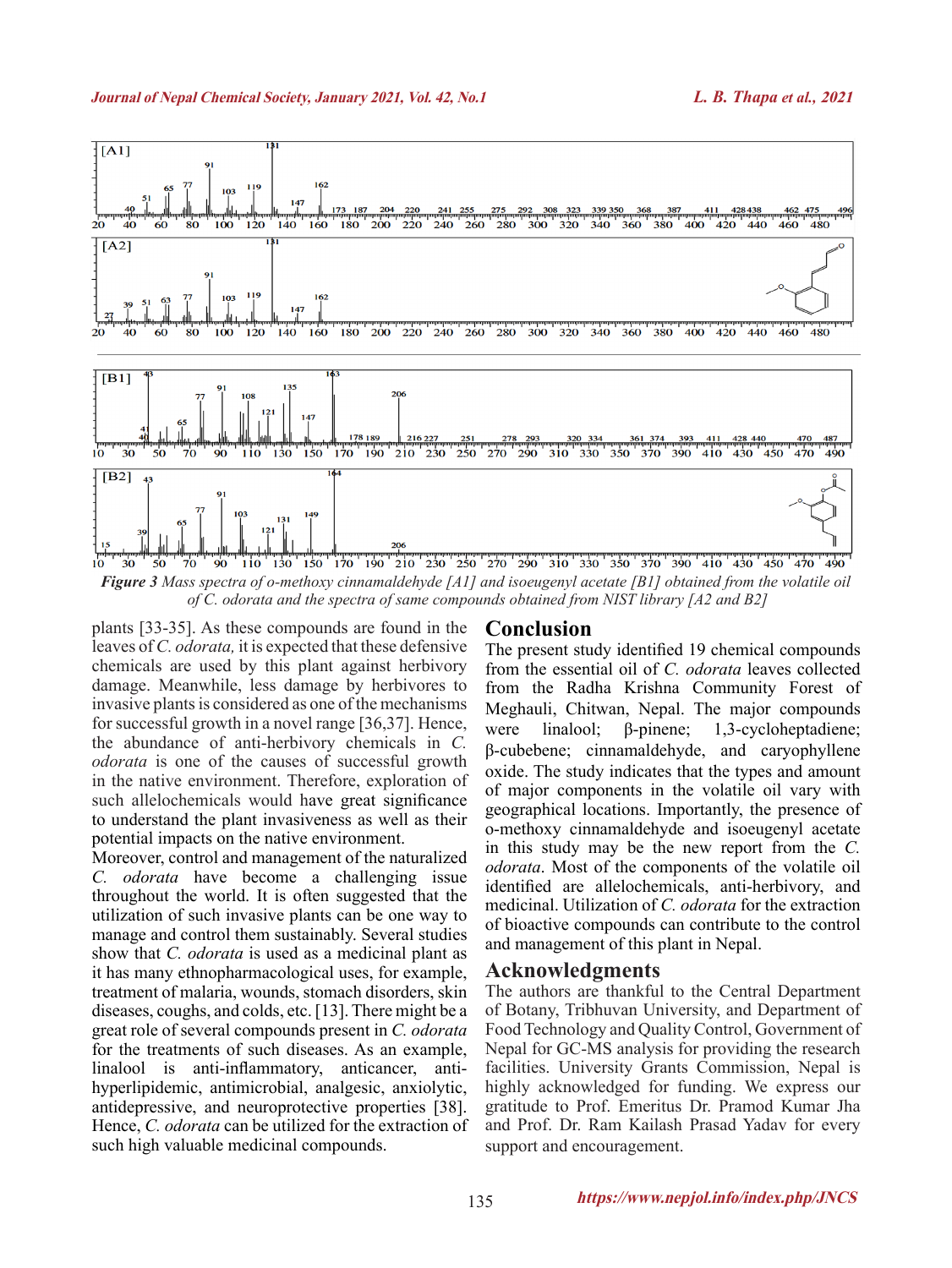***Figure 3*** *Mass spectra of o-methoxy cinnamaldehyde [A1] and isoeugenyl acetate [B1] obtained from the volatile oil of C. odorata and the spectra of same compounds obtained from NIST library [A2 and B2]*

plants [33-35]. As these compounds are found in the leaves of *C. odorata,* it is expected that these defensive chemicals are used by this plant against herbivory damage. Meanwhile, less damage by herbivores to invasive plants is considered as one of the mechanisms for successful growth in a novel range [36,37]. Hence, the abundance of anti-herbivory chemicals in *C. odorata* is one of the causes of successful growth in the native environment. Therefore, exploration of such allelochemicals would have great significance to understand the plant invasiveness as well as their potential impacts on the native environment.

Moreover, control and management of the naturalized *C. odorata* have become a challenging issue throughout the world. It is often suggested that the utilization of such invasive plants can be one way to manage and control them sustainably. Several studies show that *C. odorata* is used as a medicinal plant as it has many ethnopharmacological uses, for example, treatment of malaria, wounds, stomach disorders, skin diseases, coughs, and colds, etc. [13]. There might be a great role of several compounds present in *C. odorata* for the treatments of such diseases. As an example, linalool is anti-inflammatory, anticancer, anti-hyperlipidemic, antimicrobial, analgesic, anxiolytic, antidepressive, and neuroprotective properties [38]. Hence, *C. odorata* can be utilized for the extraction of such high valuable medicinal compounds.

## Conclusion

The present study identified 19 chemical compounds from the essential oil of *C. odorata* leaves collected from the Radha Krishna Community Forest of Meghauli, Chitwan, Nepal. The major compounds were linalool; β-pinene; 1,3-cycloheptadiene; β-cubebene; cinnamaldehyde, and caryophyllene oxide. The study indicates that the types and amount of major components in the volatile oil vary with geographical locations. Importantly, the presence of o-methoxy cinnamaldehyde and isoeugenyl acetate in this study may be the new report from the *C. odorata*. Most of the components of the volatile oil identified are allelochemicals, anti-herbivory, and medicinal. Utilization of *C. odorata* for the extraction of bioactive compounds can contribute to the control and management of this plant in Nepal.

## Acknowledgments

The authors are thankful to the Central Department of Botany, Tribhuvan University, and Department of Food Technology and Quality Control, Government of Nepal for GC-MS analysis for providing the research facilities. University Grants Commission, Nepal is highly acknowledged for funding. We express our gratitude to Prof. Emeritus Dr. Pramod Kumar Jha and Prof. Dr. Ram Kailash Prasad Yadav for every support and encouragement.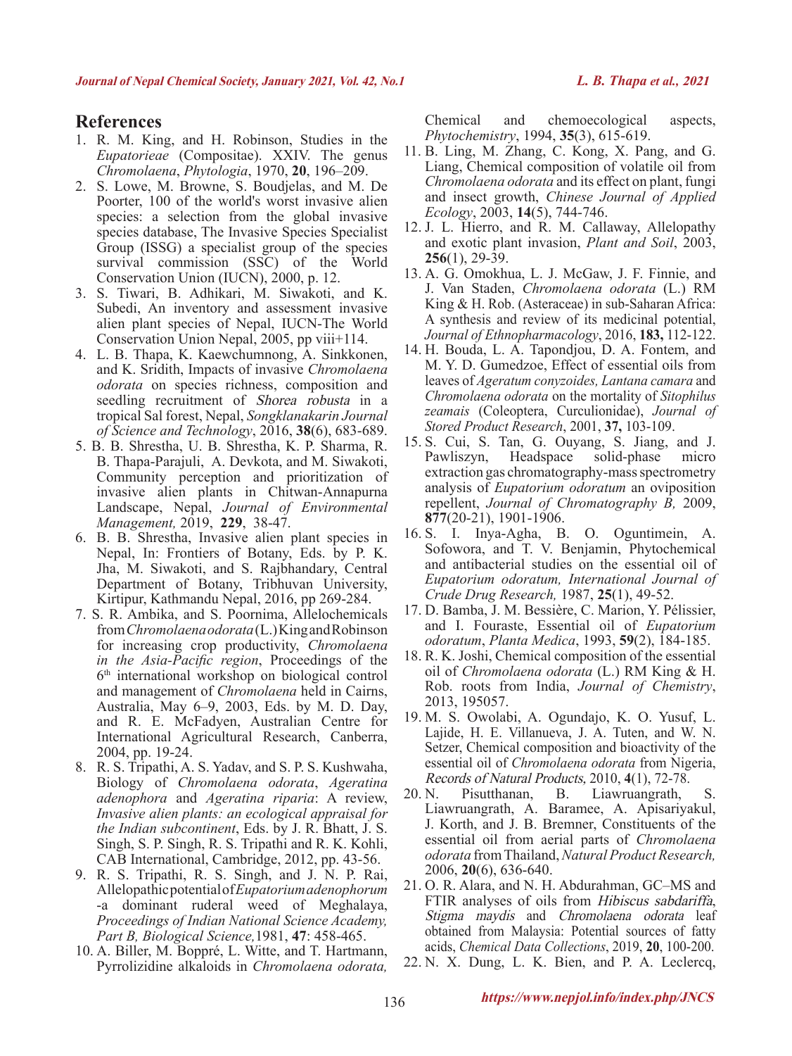## References

1. R. M. King, and H. Robinson, Studies in the *Eupatorieae* (Compositae). XXIV. The genus *Chromolaena*, *Phytologia*, 1970, **20**, 196–209.
2. S. Lowe, M. Browne, S. Boudjelas, and M. De Poorter, 100 of the world's worst invasive alien species: a selection from the global invasive species database, The Invasive Species Specialist Group (ISSG) a specialist group of the species survival commission (SSC) of the World Conservation Union (IUCN), 2000, p. 12.
3. S. Tiwari, B. Adhikari, M. Siwakoti, and K. Subedi, An inventory and assessment invasive alien plant species of Nepal, IUCN-The World Conservation Union Nepal, 2005, pp viii+114.
4. L. B. Thapa, K. Kaewchumnong, A. Sinkkonen, and K. Sridith, Impacts of invasive *Chromolaena odorata* on species richness, composition and seedling recruitment of *Shorea robusta* in a tropical Sal forest, Nepal, *Songklanakarin Journal of Science and Technology*, 2016, **38**(6), 683-689.
5. B. B. Shrestha, U. B. Shrestha, K. P. Sharma, R. B. Thapa-Parajuli, A. Devkota, and M. Siwakoti, Community perception and prioritization of invasive alien plants in Chitwan-Annapurna Landscape, Nepal, *Journal of Environmental Management,* 2019, **229**, 38-47.
6. B. B. Shrestha, Invasive alien plant species in Nepal, In: Frontiers of Botany, Eds. by P. K. Jha, M. Siwakoti, and S. Rajbhandary, Central Department of Botany, Tribhuvan University, Kirtipur, Kathmandu Nepal, 2016, pp 269-284.
7. S. R. Ambika, and S. Poornima, Allelochemicals from *Chromolaena odorata* (L.) King and Robinson for increasing crop productivity, *Chromolaena in the Asia-Pacific region*, Proceedings of the 6th international workshop on biological control and management of *Chromolaena* held in Cairns, Australia, May 6–9, 2003, Eds. by M. D. Day, and R. E. McFadyen, Australian Centre for International Agricultural Research, Canberra, 2004, pp. 19-24.
8. R. S. Tripathi, A. S. Yadav, and S. P. S. Kushwaha, Biology of *Chromolaena odorata*, *Ageratina adenophora* and *Ageratina riparia*: A review, *Invasive alien plants: an ecological appraisal for the Indian subcontinent*, Eds. by J. R. Bhatt, J. S. Singh, S. P. Singh, R. S. Tripathi and R. K. Kohli, CAB International, Cambridge, 2012, pp. 43-56.
9. R. S. Tripathi, R. S. Singh, and J. N. P. Rai, Allelopathic potential of *Eupatorium adenophorum* -a dominant ruderal weed of Meghalaya, *Proceedings of Indian National Science Academy, Part B, Biological Science,*1981, **47**: 458-465.
10. A. Biller, M. Boppré, L. Witte, and T. Hartmann, Pyrrolizidine alkaloids in *Chromolaena odorata,* Chemical and chemoecological aspects, *Phytochemistry*, 1994, **35**(3), 615-619.
11. B. Ling, M. Zhang, C. Kong, X. Pang, and G. Liang, Chemical composition of volatile oil from *Chromolaena odorata* and its effect on plant, fungi and insect growth, *Chinese Journal of Applied Ecology*, 2003, **14**(5), 744-746.
12. J. L. Hierro, and R. M. Callaway, Allelopathy and exotic plant invasion, *Plant and Soil*, 2003, **256**(1), 29-39.
13. A. G. Omokhua, L. J. McGaw, J. F. Finnie, and J. Van Staden, *Chromolaena odorata* (L.) RM King & H. Rob. (Asteraceae) in sub-Saharan Africa: A synthesis and review of its medicinal potential, *Journal of Ethnopharmacology*, 2016, **183,** 112-122.
14. H. Bouda, L. A. Tapondjou, D. A. Fontem, and M. Y. D. Gumedzoe, Effect of essential oils from leaves of *Ageratum conyzoides, Lantana camara* and *Chromolaena odorata* on the mortality of *Sitophilus zeamais* (Coleoptera, Curculionidae), *Journal of Stored Product Research*, 2001, **37,** 103-109.
15. S. Cui, S. Tan, G. Ouyang, S. Jiang, and J. Pawliszyn, Headspace solid-phase micro extraction gas chromatography-mass spectrometry analysis of *Eupatorium odoratum* an oviposition repellent, *Journal of Chromatography B,* 2009, **877**(20-21), 1901-1906.
16. S. I. Inya-Agha, B. O. Oguntimein, A. Sofowora, and T. V. Benjamin, Phytochemical and antibacterial studies on the essential oil of *Eupatorium odoratum, International Journal of Crude Drug Research,* 1987, **25**(1), 49-52.
17. D. Bamba, J. M. Bessière, C. Marion, Y. Pélissier, and I. Fouraste, Essential oil of *Eupatorium odoratum*, *Planta Medica*, 1993, **59**(2), 184-185.
18. R. K. Joshi, Chemical composition of the essential oil of *Chromolaena odorata* (L.) RM King & H. Rob. roots from India, *Journal of Chemistry*, 2013, 195057.
19. M. S. Owolabi, A. Ogundajo, K. O. Yusuf, L. Lajide, H. E. Villanueva, J. A. Tuten, and W. N. Setzer, Chemical composition and bioactivity of the essential oil of *Chromolaena odorata* from Nigeria, *Records of Natural Products,* 2010, **4**(1), 72-78.
20. N. Pisutthanan, B. Liawruangrath, S. Liawruangrath, A. Baramee, A. Apisariyakul, J. Korth, and J. B. Bremner, Constituents of the essential oil from aerial parts of *Chromolaena odorata* from Thailand, *Natural Product Research,* 2006, **20**(6), 636-640.
21. O. R. Alara, and N. H. Abdurahman, GC–MS and FTIR analyses of oils from *Hibiscus sabdariffa*, *Stigma maydis* and *Chromolaena odorata* leaf obtained from Malaysia: Potential sources of fatty acids, *Chemical Data Collections*, 2019, **20**, 100-200.
22. N. X. Dung, L. K. Bien, and P. A. Leclercq,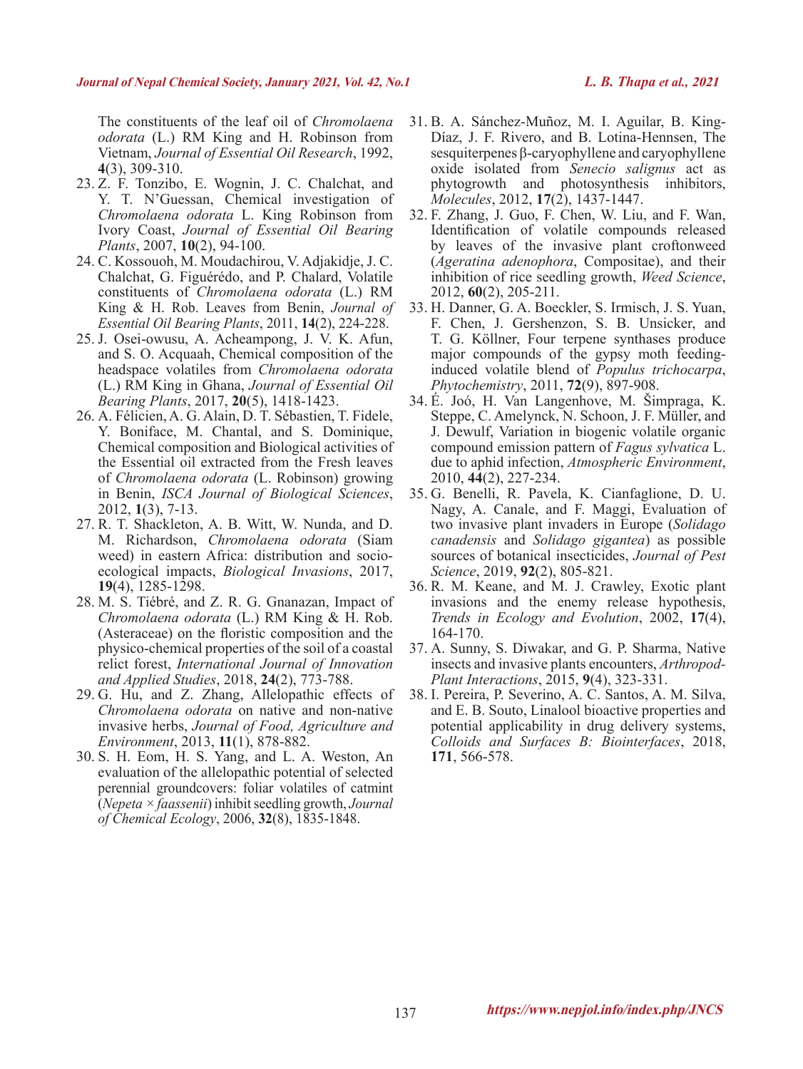The constituents of the leaf oil of *Chromolaena odorata* (L.) RM King and H. Robinson from Vietnam, *Journal of Essential Oil Research*, 1992, **4**(3), 309-310.

23. Z. F. Tonzibo, E. Wognin, J. C. Chalchat, and Y. T. N'Guessan, Chemical investigation of *Chromolaena odorata* L. King Robinson from Ivory Coast, *Journal of Essential Oil Bearing Plants*, 2007, **10**(2), 94-100.
24. C. Kossouoh, M. Moudachirou, V. Adjakidje, J. C. Chalchat, G. Figuérédo, and P. Chalard, Volatile constituents of *Chromolaena odorata* (L.) RM King & H. Rob. Leaves from Benin, *Journal of Essential Oil Bearing Plants*, 2011, **14**(2), 224-228.
25. J. Osei-owusu, A. Acheampong, J. V. K. Afun, and S. O. Acquaah, Chemical composition of the headspace volatiles from *Chromolaena odorata* (L.) RM King in Ghana, *Journal of Essential Oil Bearing Plants*, 2017, **20**(5), 1418-1423.
26. A. Félicien, A. G. Alain, D. T. Sébastien, T. Fidele, Y. Boniface, M. Chantal, and S. Dominique, Chemical composition and Biological activities of the Essential oil extracted from the Fresh leaves of *Chromolaena odorata* (L. Robinson) growing in Benin, *ISCA Journal of Biological Sciences*, 2012, **1**(3), 7-13.
27. R. T. Shackleton, A. B. Witt, W. Nunda, and D. M. Richardson, *Chromolaena odorata* (Siam weed) in eastern Africa: distribution and socio-ecological impacts, *Biological Invasions*, 2017, **19**(4), 1285-1298.
28. M. S. Tiébré, and Z. R. G. Gnanazan, Impact of *Chromolaena odorata* (L.) RM King & H. Rob. (Asteraceae) on the floristic composition and the physico-chemical properties of the soil of a coastal relict forest, *International Journal of Innovation and Applied Studies*, 2018, **24**(2), 773-788.
29. G. Hu, and Z. Zhang, Allelopathic effects of *Chromolaena odorata* on native and non-native invasive herbs, *Journal of Food, Agriculture and Environment*, 2013, **11**(1), 878-882.
30. S. H. Eom, H. S. Yang, and L. A. Weston, An evaluation of the allelopathic potential of selected perennial groundcovers: foliar volatiles of catmint (*Nepeta × faassenii*) inhibit seedling growth, *Journal of Chemical Ecology*, 2006, **32**(8), 1835-1848.
31. B. A. Sánchez-Muñoz, M. I. Aguilar, B. King-Díaz, J. F. Rivero, and B. Lotina-Hennsen, The sesquiterpenes β-caryophyllene and caryophyllene oxide isolated from *Senecio salignus* act as phytogrowth and photosynthesis inhibitors, *Molecules*, 2012, **17**(2), 1437-1447.
32. F. Zhang, J. Guo, F. Chen, W. Liu, and F. Wan, Identification of volatile compounds released by leaves of the invasive plant croftonweed (*Ageratina adenophora*, Compositae), and their inhibition of rice seedling growth, *Weed Science*, 2012, **60**(2), 205-211.
33. H. Danner, G. A. Boeckler, S. Irmisch, J. S. Yuan, F. Chen, J. Gershenzon, S. B. Unsicker, and T. G. Köllner, Four terpene synthases produce major compounds of the gypsy moth feeding-induced volatile blend of *Populus trichocarpa*, *Phytochemistry*, 2011, **72**(9), 897-908.
34. É. Joó, H. Van Langenhove, M. Šimpraga, K. Steppe, C. Amelynck, N. Schoon, J. F. Müller, and J. Dewulf, Variation in biogenic volatile organic compound emission pattern of *Fagus sylvatica* L. due to aphid infection, *Atmospheric Environment*, 2010, **44**(2), 227-234.
35. G. Benelli, R. Pavela, K. Cianfaglione, D. U. Nagy, A. Canale, and F. Maggi, Evaluation of two invasive plant invaders in Europe (*Solidago canadensis* and *Solidago gigantea*) as possible sources of botanical insecticides, *Journal of Pest Science*, 2019, **92**(2), 805-821.
36. R. M. Keane, and M. J. Crawley, Exotic plant invasions and the enemy release hypothesis, *Trends in Ecology and Evolution*, 2002, **17**(4), 164-170.
37. A. Sunny, S. Diwakar, and G. P. Sharma, Native insects and invasive plants encounters, *Arthropod-Plant Interactions*, 2015, **9**(4), 323-331.
38. I. Pereira, P. Severino, A. C. Santos, A. M. Silva, and E. B. Souto, Linalool bioactive properties and potential applicability in drug delivery systems, *Colloids and Surfaces B: Biointerfaces*, 2018, **171**, 566-578.